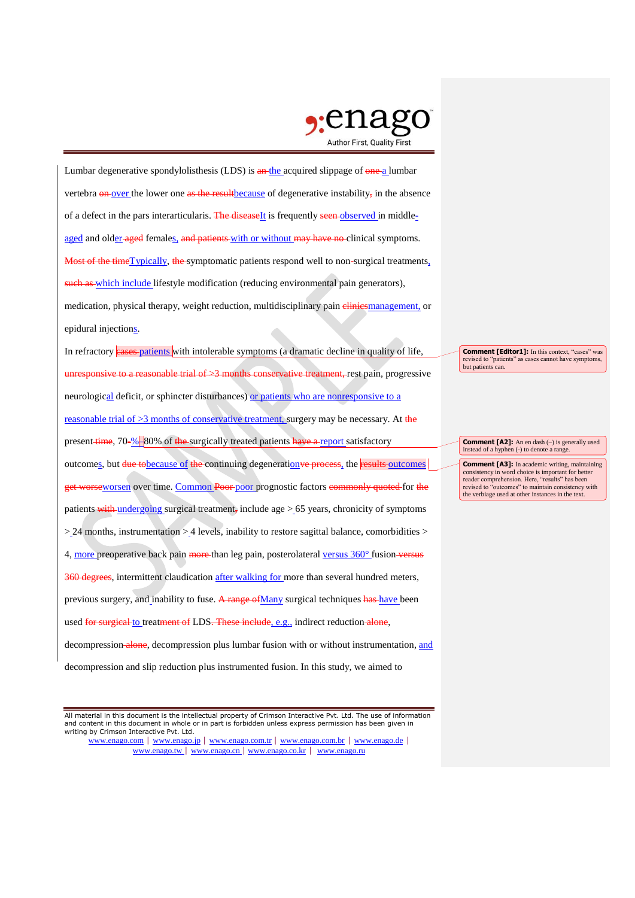Lumbar degenerative spondylolisthesis (LDS) is ~~an~~ the acquired slippage of ~~one~~ a lumbar vertebra ~~on~~ over the lower one ~~as the result~~because of degenerative instability~~,~~ in the absence of a defect in the pars interarticularis. ~~The disease~~It is frequently ~~seen~~ observed in middle-aged and older~~-aged~~ females, ~~and patients~~ with or without ~~may have no~~ clinical symptoms. ~~Most of the time~~Typically, ~~the~~ symptomatic patients respond well to non-surgical treatments, ~~such as~~ which include lifestyle modification (reducing environmental pain generators), medication, physical therapy, weight reduction, multidisciplinary pain ~~clinics~~management, or epidural injections.

In refractory ~~cases~~ patients with intolerable symptoms (a dramatic decline in quality of life, ~~unresponsive to a reasonable trial of >3 months conservative treatment,~~ rest pain, progressive neurological deficit, or sphincter disturbances) or patients who are nonresponsive to a reasonable trial of >3 months of conservative treatment, surgery may be necessary. At ~~the~~ present ~~time~~, 70~~-~~%–80% of ~~the~~ surgically treated patients ~~have a~~ report satisfactory outcomes, but ~~due to~~because of ~~the~~ continuing degeneration~~ve process~~, the ~~results~~ outcomes ~~get worse~~worsen over time. Common ~~Poor~~ poor prognostic factors ~~commonly quoted~~ for ~~the~~ patients ~~with~~ undergoing surgical treatment~~,~~ include age > 65 years, chronicity of symptoms > 24 months, instrumentation > 4 levels, inability to restore sagittal balance, comorbidities > 4, more preoperative back pain ~~more~~ than leg pain, posterolateral versus 360° fusion ~~versus 360 degrees~~, intermittent claudication after walking for more than several hundred meters, previous surgery, and inability to fuse. ~~A range of~~Many surgical techniques ~~has~~ have been used ~~for surgical~~ to treat~~ment of~~ LDS. ~~These include~~, e.g., indirect reduction ~~alone~~, decompression ~~alone~~, decompression plus lumbar fusion with or without instrumentation, and decompression and slip reduction plus instrumented fusion. In this study, we aimed to

> **Comment [Editor1]:** In this context, "cases" was revised to "patients" as cases cannot have symptoms, but patients can.

> **Comment [A2]:** An en dash (–) is generally used instead of a hyphen (-) to denote a range.

> **Comment [A3]:** In academic writing, maintaining consistency in word choice is important for better reader comprehension. Here, "results" has been revised to "outcomes" to maintain consistency with the verbiage used at other instances in the text.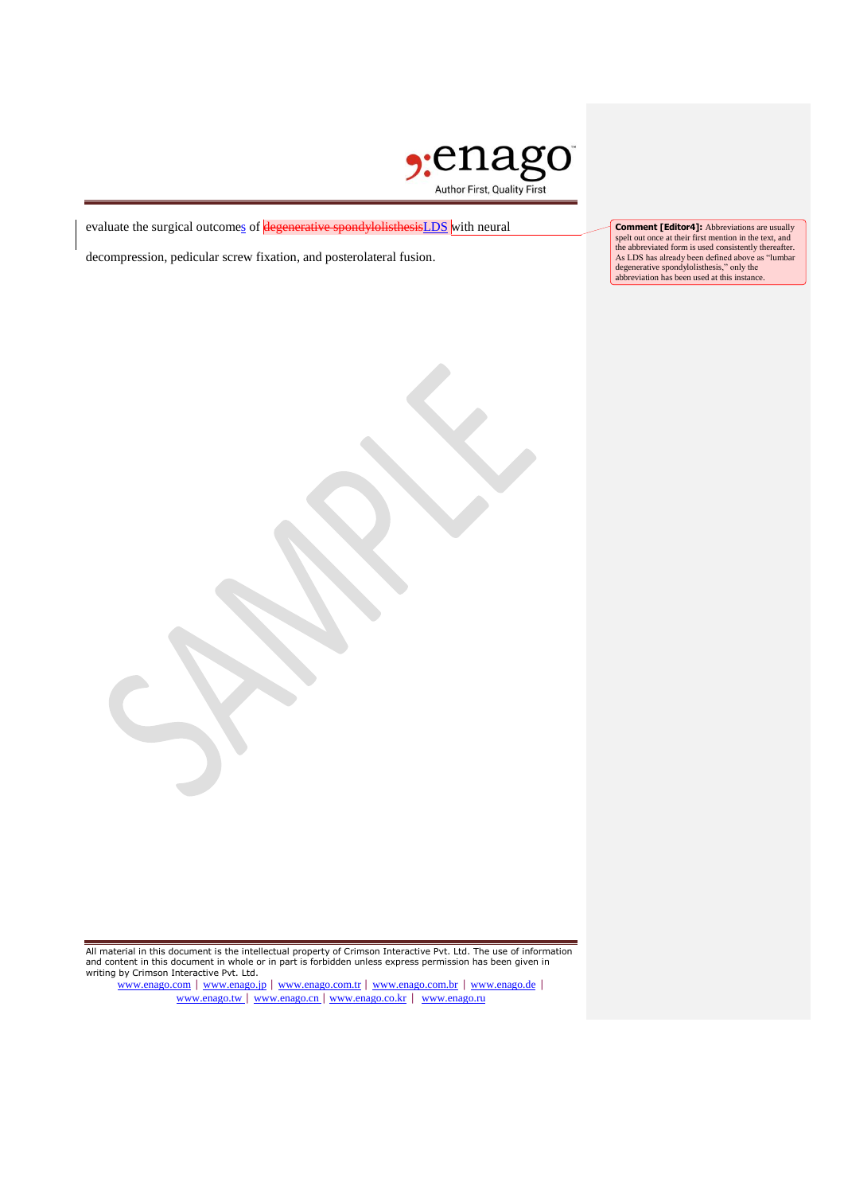evaluate the surgical outcomes of ~~degenerative spondylolisthesis~~LDS with neural decompression, pedicular screw fixation, and posterolateral fusion.

**Comment [Editor4]:** Abbreviations are usually spelt out once at their first mention in the text, and the abbreviated form is used consistently thereafter. As LDS has already been defined above as "lumbar degenerative spondylolisthesis," only the abbreviation has been used at this instance.